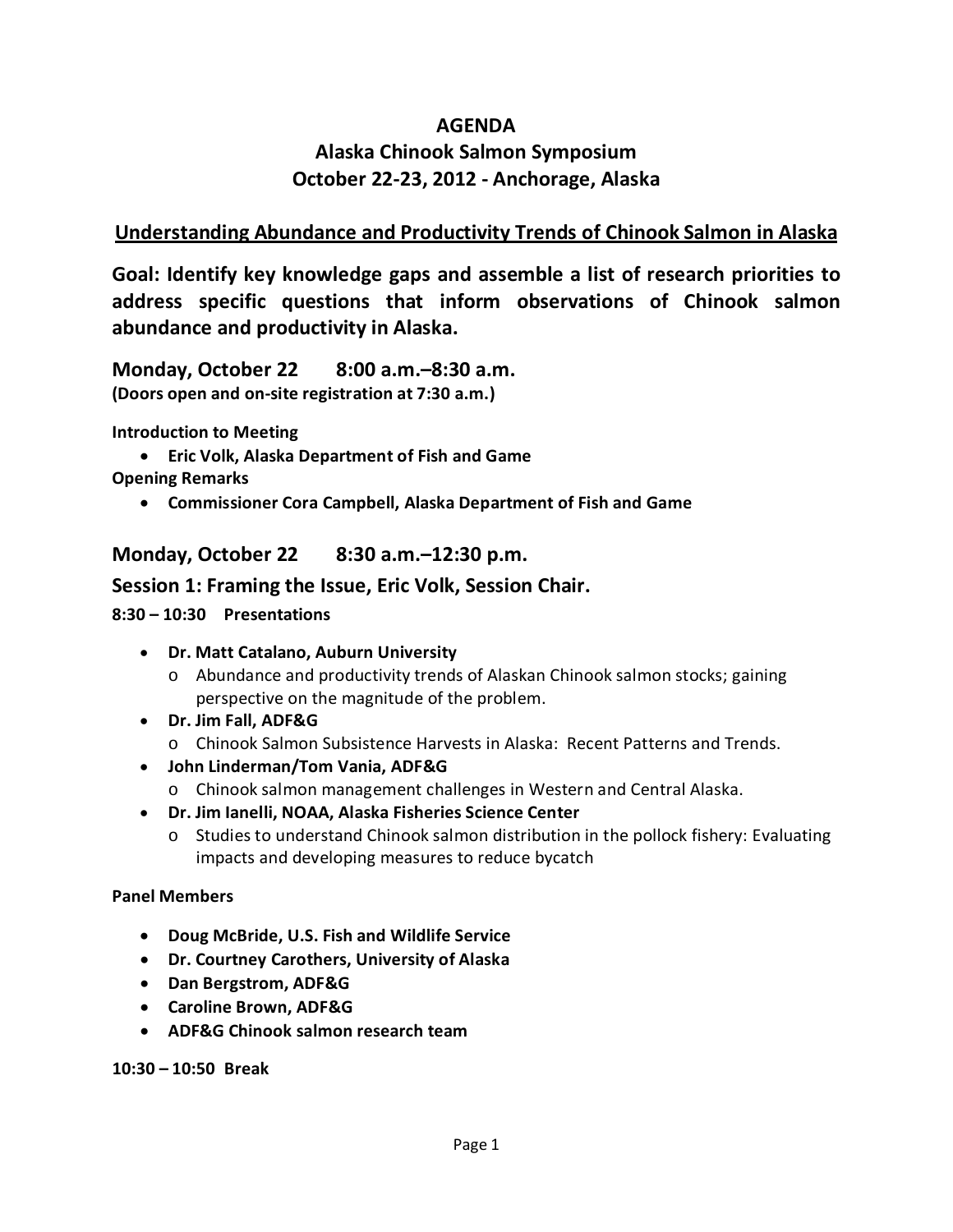# AGENDA

# Alaska Chinook Salmon Symposium

# October 22-23, 2012 - Anchorage, Alaska

## Understanding Abundance and Productivity Trends of Chinook Salmon in Alaska

**Goal: Identify key knowledge gaps and assemble a list of research priorities to address specific questions that inform observations of Chinook salmon abundance and productivity in Alaska.**

### Monday, October 22 8:00 a.m.–8:30 a.m.

**(Doors open and on-site registration at 7:30 a.m.)**

**Introduction to Meeting**

- **Eric Volk, Alaska Department of Fish and Game**

**Opening Remarks**

- **Commissioner Cora Campbell, Alaska Department of Fish and Game**

### Monday, October 22 8:30 a.m.–12:30 p.m.

### Session 1: Framing the Issue, Eric Volk, Session Chair.

**8:30 – 10:30 Presentations**

- **Dr. Matt Catalano, Auburn University**
  - Abundance and productivity trends of Alaskan Chinook salmon stocks; gaining perspective on the magnitude of the problem.
- **Dr. Jim Fall, ADF&G**
  - Chinook Salmon Subsistence Harvests in Alaska: Recent Patterns and Trends.
- **John Linderman/Tom Vania, ADF&G**
  - Chinook salmon management challenges in Western and Central Alaska.
- **Dr. Jim Ianelli, NOAA, Alaska Fisheries Science Center**
  - Studies to understand Chinook salmon distribution in the pollock fishery: Evaluating impacts and developing measures to reduce bycatch

**Panel Members**

- **Doug McBride, U.S. Fish and Wildlife Service**
- **Dr. Courtney Carothers, University of Alaska**
- **Dan Bergstrom, ADF&G**
- **Caroline Brown, ADF&G**
- **ADF&G Chinook salmon research team**

**10:30 – 10:50 Break**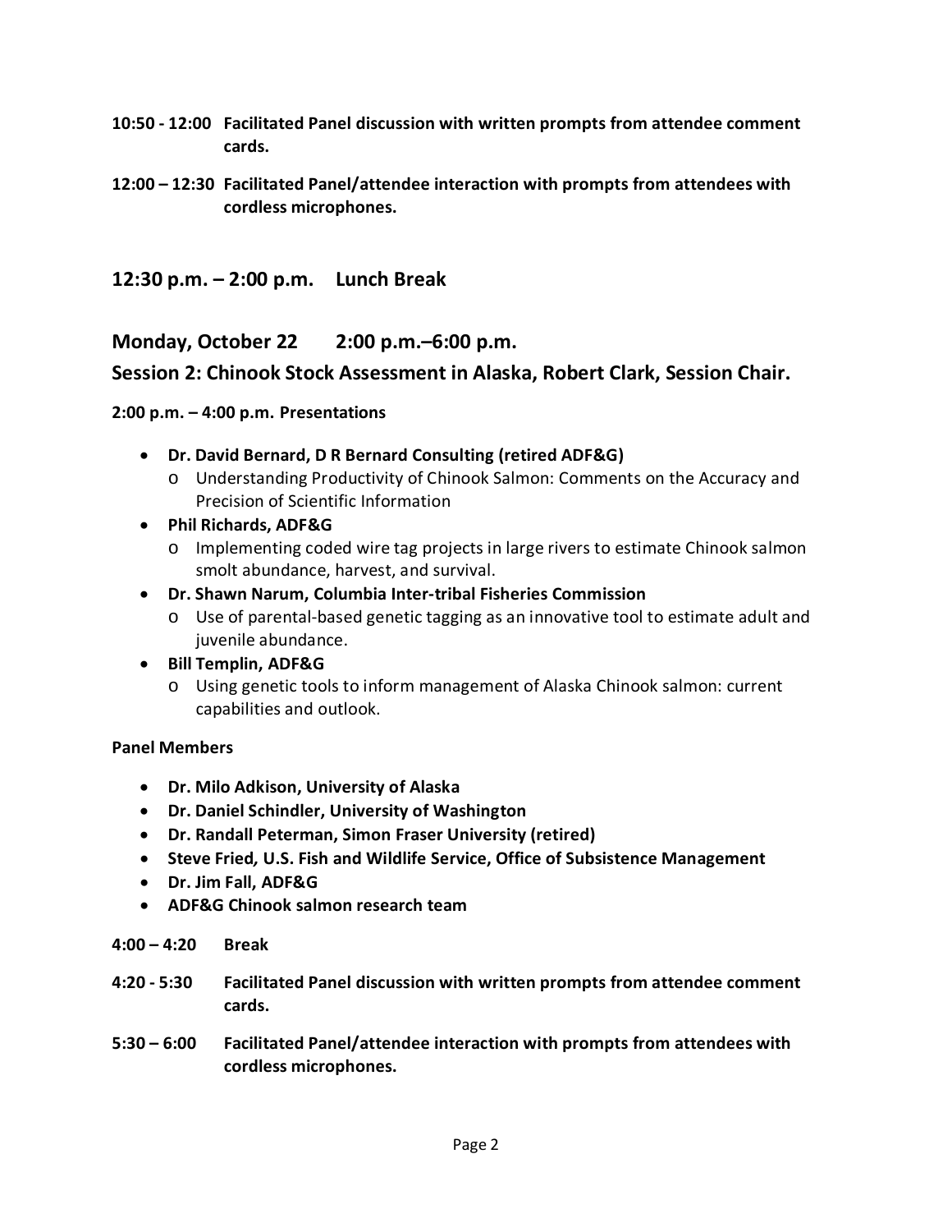**10:50 - 12:00 Facilitated Panel discussion with written prompts from attendee comment cards.**

**12:00 – 12:30 Facilitated Panel/attendee interaction with prompts from attendees with cordless microphones.**

## 12:30 p.m. – 2:00 p.m. Lunch Break

## Monday, October 22 2:00 p.m.–6:00 p.m.

## Session 2: Chinook Stock Assessment in Alaska, Robert Clark, Session Chair.

**2:00 p.m. – 4:00 p.m. Presentations**

- **Dr. David Bernard, D R Bernard Consulting (retired ADF&G)**
  - Understanding Productivity of Chinook Salmon: Comments on the Accuracy and Precision of Scientific Information
- **Phil Richards, ADF&G**
  - Implementing coded wire tag projects in large rivers to estimate Chinook salmon smolt abundance, harvest, and survival.
- **Dr. Shawn Narum, Columbia Inter-tribal Fisheries Commission**
  - Use of parental-based genetic tagging as an innovative tool to estimate adult and juvenile abundance.
- **Bill Templin, ADF&G**
  - Using genetic tools to inform management of Alaska Chinook salmon: current capabilities and outlook.

**Panel Members**

- **Dr. Milo Adkison, University of Alaska**
- **Dr. Daniel Schindler, University of Washington**
- **Dr. Randall Peterman, Simon Fraser University (retired)**
- **Steve Fried, U.S. Fish and Wildlife Service, Office of Subsistence Management**
- **Dr. Jim Fall, ADF&G**
- **ADF&G Chinook salmon research team**

**4:00 – 4:20 Break**

**4:20 - 5:30 Facilitated Panel discussion with written prompts from attendee comment cards.**

**5:30 – 6:00 Facilitated Panel/attendee interaction with prompts from attendees with cordless microphones.**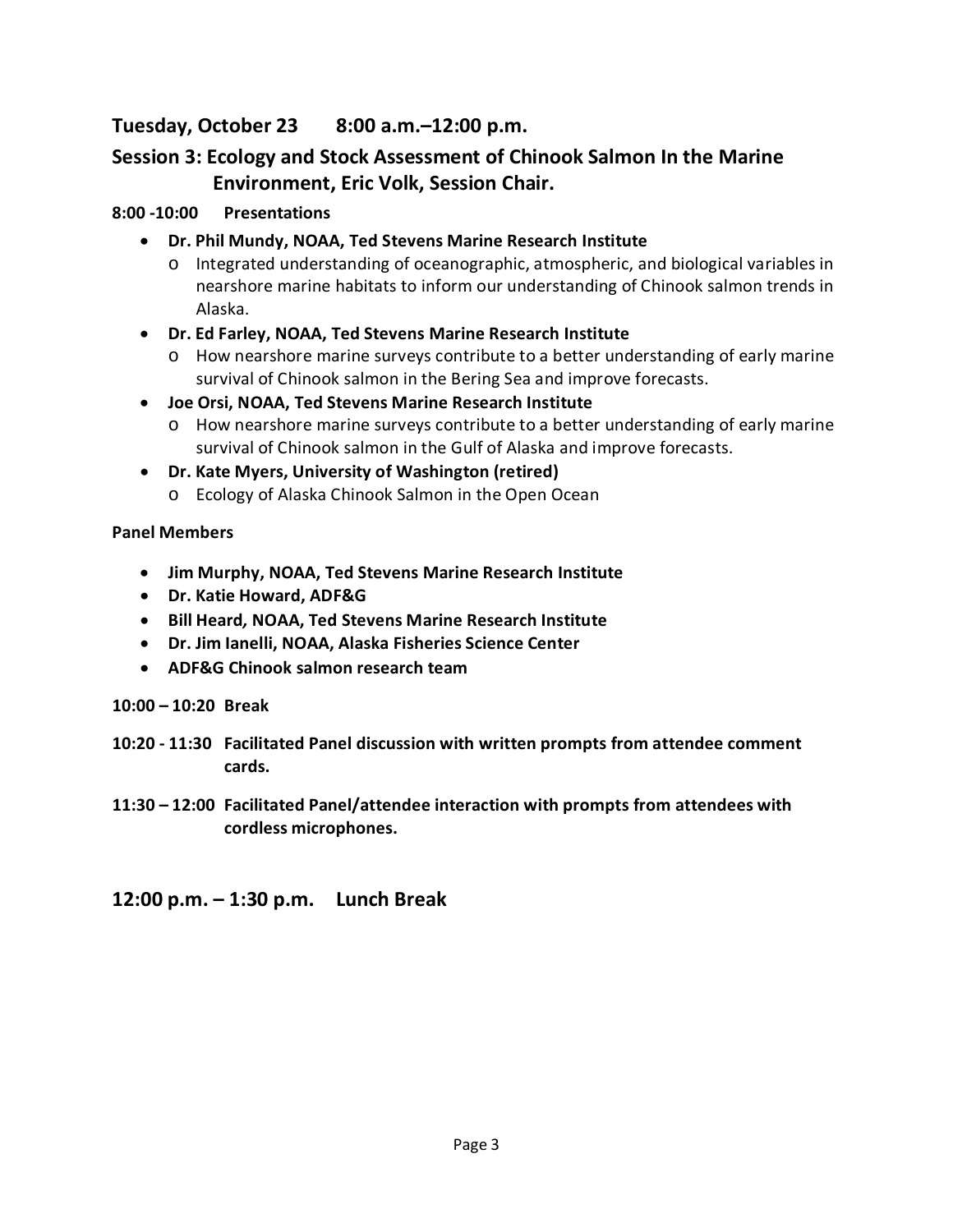## Tuesday, October 23 8:00 a.m.–12:00 p.m.

## Session 3: Ecology and Stock Assessment of Chinook Salmon In the Marine Environment, Eric Volk, Session Chair.

**8:00 -10:00 Presentations**

- **Dr. Phil Mundy, NOAA, Ted Stevens Marine Research Institute**
  - Integrated understanding of oceanographic, atmospheric, and biological variables in nearshore marine habitats to inform our understanding of Chinook salmon trends in Alaska.
- **Dr. Ed Farley, NOAA, Ted Stevens Marine Research Institute**
  - How nearshore marine surveys contribute to a better understanding of early marine survival of Chinook salmon in the Bering Sea and improve forecasts.
- **Joe Orsi, NOAA, Ted Stevens Marine Research Institute**
  - How nearshore marine surveys contribute to a better understanding of early marine survival of Chinook salmon in the Gulf of Alaska and improve forecasts.
- **Dr. Kate Myers, University of Washington (retired)**
  - Ecology of Alaska Chinook Salmon in the Open Ocean

**Panel Members**

- **Jim Murphy, NOAA, Ted Stevens Marine Research Institute**
- **Dr. Katie Howard, ADF&G**
- **Bill Heard, NOAA, Ted Stevens Marine Research Institute**
- **Dr. Jim Ianelli, NOAA, Alaska Fisheries Science Center**
- **ADF&G Chinook salmon research team**

**10:00 – 10:20 Break**

**10:20 - 11:30 Facilitated Panel discussion with written prompts from attendee comment cards.**

**11:30 – 12:00 Facilitated Panel/attendee interaction with prompts from attendees with cordless microphones.**

## 12:00 p.m. – 1:30 p.m. Lunch Break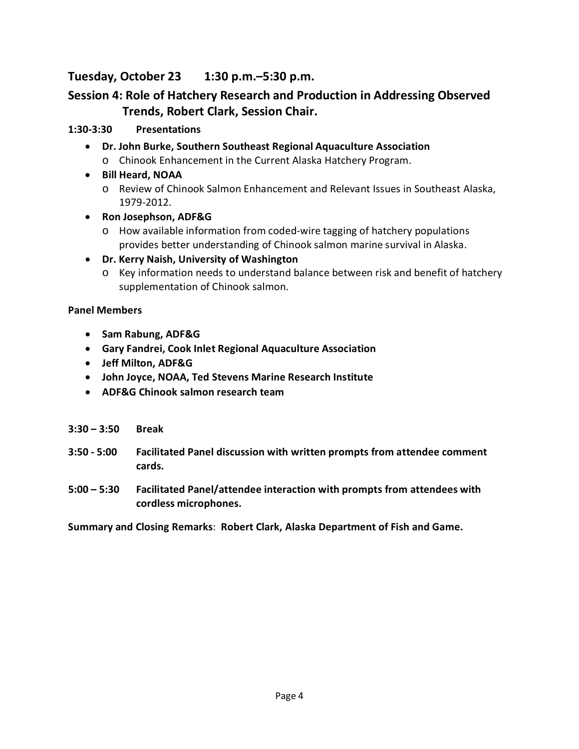## Tuesday, October 23 1:30 p.m.–5:30 p.m.

## Session 4: Role of Hatchery Research and Production in Addressing Observed Trends, Robert Clark, Session Chair.

**1:30-3:30 Presentations**

- **Dr. John Burke, Southern Southeast Regional Aquaculture Association**
  - Chinook Enhancement in the Current Alaska Hatchery Program.
- **Bill Heard, NOAA**
  - Review of Chinook Salmon Enhancement and Relevant Issues in Southeast Alaska, 1979-2012.
- **Ron Josephson, ADF&G**
  - How available information from coded-wire tagging of hatchery populations provides better understanding of Chinook salmon marine survival in Alaska.
- **Dr. Kerry Naish, University of Washington**
  - Key information needs to understand balance between risk and benefit of hatchery supplementation of Chinook salmon.

**Panel Members**

- **Sam Rabung, ADF&G**
- **Gary Fandrei, Cook Inlet Regional Aquaculture Association**
- **Jeff Milton, ADF&G**
- **John Joyce, NOAA, Ted Stevens Marine Research Institute**
- **ADF&G Chinook salmon research team**

**3:30 – 3:50 Break**

**3:50 - 5:00 Facilitated Panel discussion with written prompts from attendee comment cards.**

**5:00 – 5:30 Facilitated Panel/attendee interaction with prompts from attendees with cordless microphones.**

**Summary and Closing Remarks**: **Robert Clark, Alaska Department of Fish and Game.**